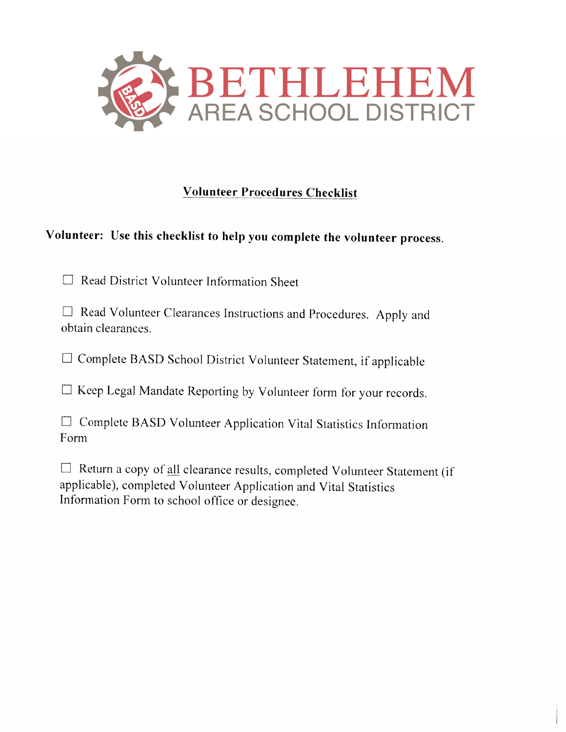# BETHLEHEM
## AREA SCHOOL DISTRICT

## Volunteer Procedures Checklist

**Volunteer: Use this checklist to help you complete the volunteer process.**

- ☐ Read District Volunteer Information Sheet
- ☐ Read Volunteer Clearances Instructions and Procedures. Apply and obtain clearances.
- ☐ Complete BASD School District Volunteer Statement, if applicable
- ☐ Keep Legal Mandate Reporting by Volunteer form for your records.
- ☐ Complete BASD Volunteer Application Vital Statistics Information Form
- ☐ Return a copy of all clearance results, completed Volunteer Statement (if applicable), completed Volunteer Application and Vital Statistics Information Form to school office or designee.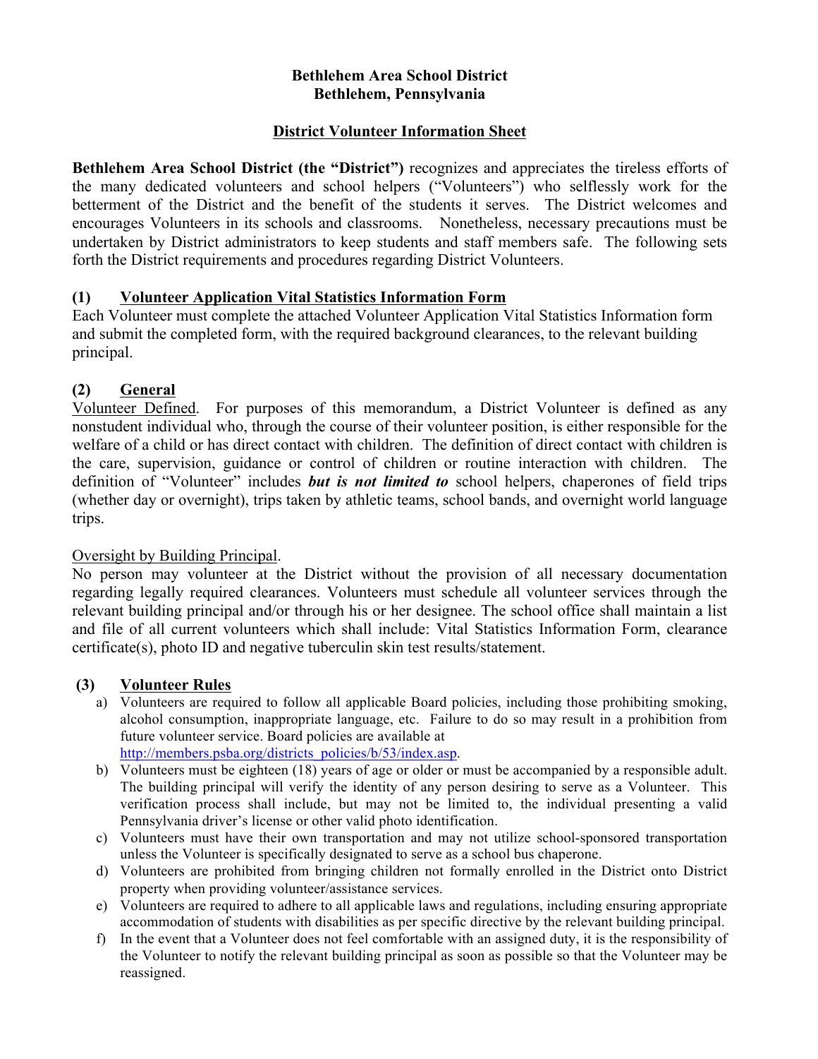**Bethlehem Area School District**
**Bethlehem, Pennsylvania**

## District Volunteer Information Sheet

**Bethlehem Area School District (the "District")** recognizes and appreciates the tireless efforts of the many dedicated volunteers and school helpers ("Volunteers") who selflessly work for the betterment of the District and the benefit of the students it serves. The District welcomes and encourages Volunteers in its schools and classrooms. Nonetheless, necessary precautions must be undertaken by District administrators to keep students and staff members safe. The following sets forth the District requirements and procedures regarding District Volunteers.

### (1) Volunteer Application Vital Statistics Information Form

Each Volunteer must complete the attached Volunteer Application Vital Statistics Information form and submit the completed form, with the required background clearances, to the relevant building principal.

### (2) General

Volunteer Defined. For purposes of this memorandum, a District Volunteer is defined as any nonstudent individual who, through the course of their volunteer position, is either responsible for the welfare of a child or has direct contact with children. The definition of direct contact with children is the care, supervision, guidance or control of children or routine interaction with children. The definition of "Volunteer" includes ***but is not limited to*** school helpers, chaperones of field trips (whether day or overnight), trips taken by athletic teams, school bands, and overnight world language trips.

Oversight by Building Principal.
No person may volunteer at the District without the provision of all necessary documentation regarding legally required clearances. Volunteers must schedule all volunteer services through the relevant building principal and/or through his or her designee. The school office shall maintain a list and file of all current volunteers which shall include: Vital Statistics Information Form, clearance certificate(s), photo ID and negative tuberculin skin test results/statement.

### (3) Volunteer Rules

a) Volunteers are required to follow all applicable Board policies, including those prohibiting smoking, alcohol consumption, inappropriate language, etc. Failure to do so may result in a prohibition from future volunteer service. Board policies are available at http://members.psba.org/districts_policies/b/53/index.asp.

b) Volunteers must be eighteen (18) years of age or older or must be accompanied by a responsible adult. The building principal will verify the identity of any person desiring to serve as a Volunteer. This verification process shall include, but may not be limited to, the individual presenting a valid Pennsylvania driver's license or other valid photo identification.

c) Volunteers must have their own transportation and may not utilize school-sponsored transportation unless the Volunteer is specifically designated to serve as a school bus chaperone.

d) Volunteers are prohibited from bringing children not formally enrolled in the District onto District property when providing volunteer/assistance services.

e) Volunteers are required to adhere to all applicable laws and regulations, including ensuring appropriate accommodation of students with disabilities as per specific directive by the relevant building principal.

f) In the event that a Volunteer does not feel comfortable with an assigned duty, it is the responsibility of the Volunteer to notify the relevant building principal as soon as possible so that the Volunteer may be reassigned.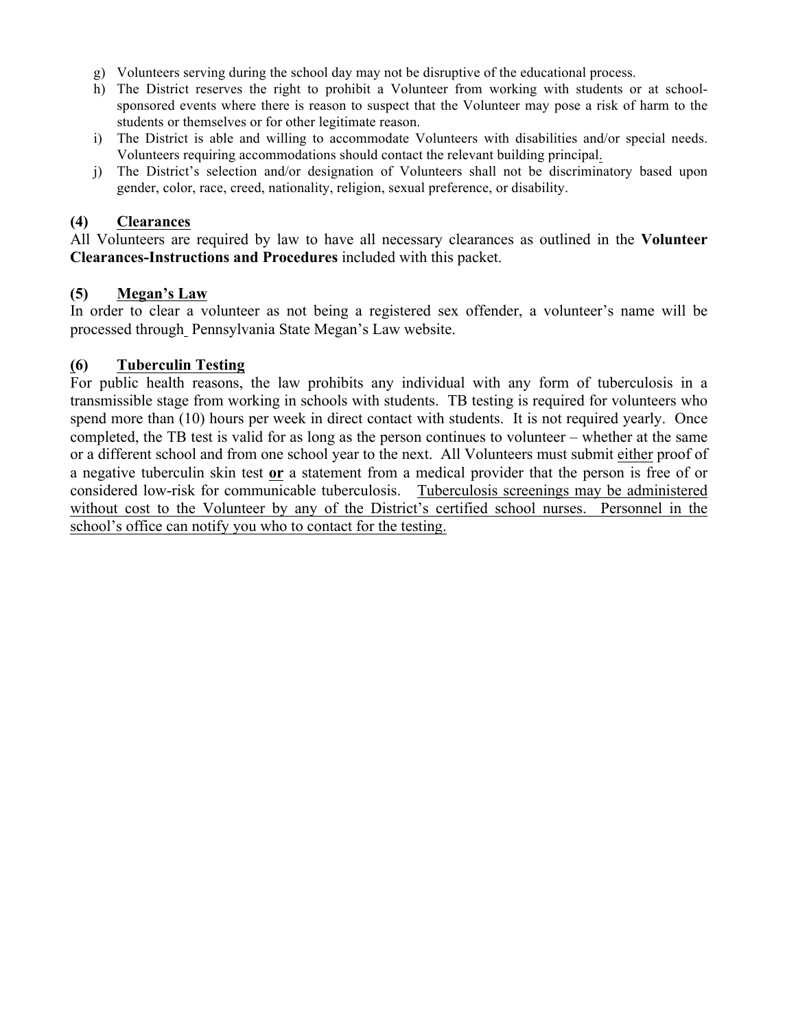g) Volunteers serving during the school day may not be disruptive of the educational process.
h) The District reserves the right to prohibit a Volunteer from working with students or at school-sponsored events where there is reason to suspect that the Volunteer may pose a risk of harm to the students or themselves or for other legitimate reason.
i) The District is able and willing to accommodate Volunteers with disabilities and/or special needs. Volunteers requiring accommodations should contact the relevant building principal.
j) The District's selection and/or designation of Volunteers shall not be discriminatory based upon gender, color, race, creed, nationality, religion, sexual preference, or disability.

**(4) Clearances**

All Volunteers are required by law to have all necessary clearances as outlined in the **Volunteer Clearances-Instructions and Procedures** included with this packet.

**(5) Megan's Law**

In order to clear a volunteer as not being a registered sex offender, a volunteer's name will be processed through Pennsylvania State Megan's Law website.

**(6) Tuberculin Testing**

For public health reasons, the law prohibits any individual with any form of tuberculosis in a transmissible stage from working in schools with students. TB testing is required for volunteers who spend more than (10) hours per week in direct contact with students. It is not required yearly. Once completed, the TB test is valid for as long as the person continues to volunteer – whether at the same or a different school and from one school year to the next. All Volunteers must submit either proof of a negative tuberculin skin test **or** a statement from a medical provider that the person is free of or considered low-risk for communicable tuberculosis. Tuberculosis screenings may be administered without cost to the Volunteer by any of the District's certified school nurses. Personnel in the school's office can notify you who to contact for the testing.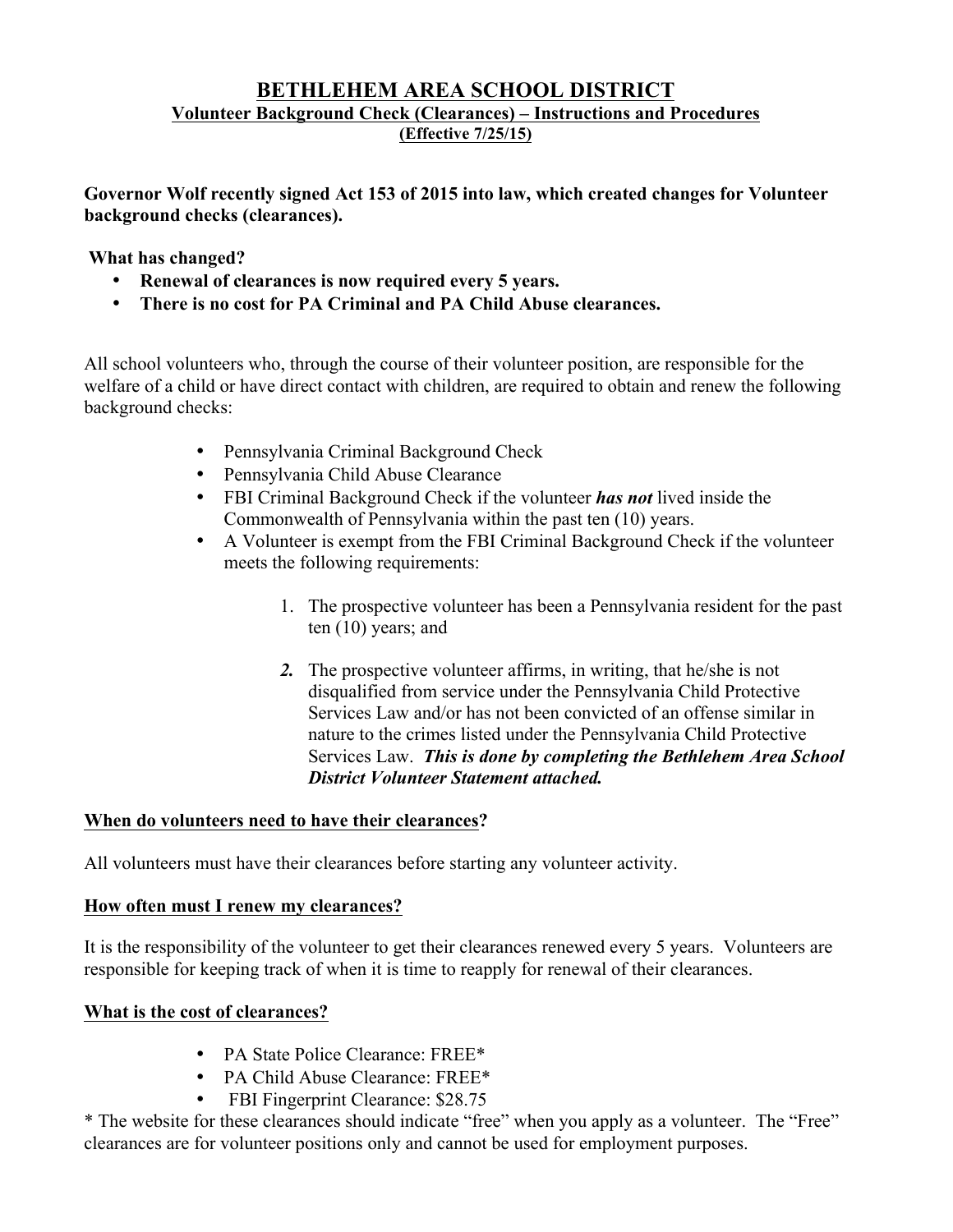# BETHLEHEM AREA SCHOOL DISTRICT

## Volunteer Background Check (Clearances) – Instructions and Procedures

**(Effective 7/25/15)**

**Governor Wolf recently signed Act 153 of 2015 into law, which created changes for Volunteer background checks (clearances).**

**What has changed?**

- **Renewal of clearances is now required every 5 years.**
- **There is no cost for PA Criminal and PA Child Abuse clearances.**

All school volunteers who, through the course of their volunteer position, are responsible for the welfare of a child or have direct contact with children, are required to obtain and renew the following background checks:

- Pennsylvania Criminal Background Check
- Pennsylvania Child Abuse Clearance
- FBI Criminal Background Check if the volunteer ***has not*** lived inside the Commonwealth of Pennsylvania within the past ten (10) years.
- A Volunteer is exempt from the FBI Criminal Background Check if the volunteer meets the following requirements:

  1. The prospective volunteer has been a Pennsylvania resident for the past ten (10) years; and
  2. The prospective volunteer affirms, in writing, that he/she is not disqualified from service under the Pennsylvania Child Protective Services Law and/or has not been convicted of an offense similar in nature to the crimes listed under the Pennsylvania Child Protective Services Law. ***This is done by completing the Bethlehem Area School District Volunteer Statement attached.***

### When do volunteers need to have their clearances?

All volunteers must have their clearances before starting any volunteer activity.

### How often must I renew my clearances?

It is the responsibility of the volunteer to get their clearances renewed every 5 years. Volunteers are responsible for keeping track of when it is time to reapply for renewal of their clearances.

### What is the cost of clearances?

- PA State Police Clearance: FREE*
- PA Child Abuse Clearance: FREE*
- FBI Fingerprint Clearance: $28.75

* The website for these clearances should indicate "free" when you apply as a volunteer. The "Free" clearances are for volunteer positions only and cannot be used for employment purposes.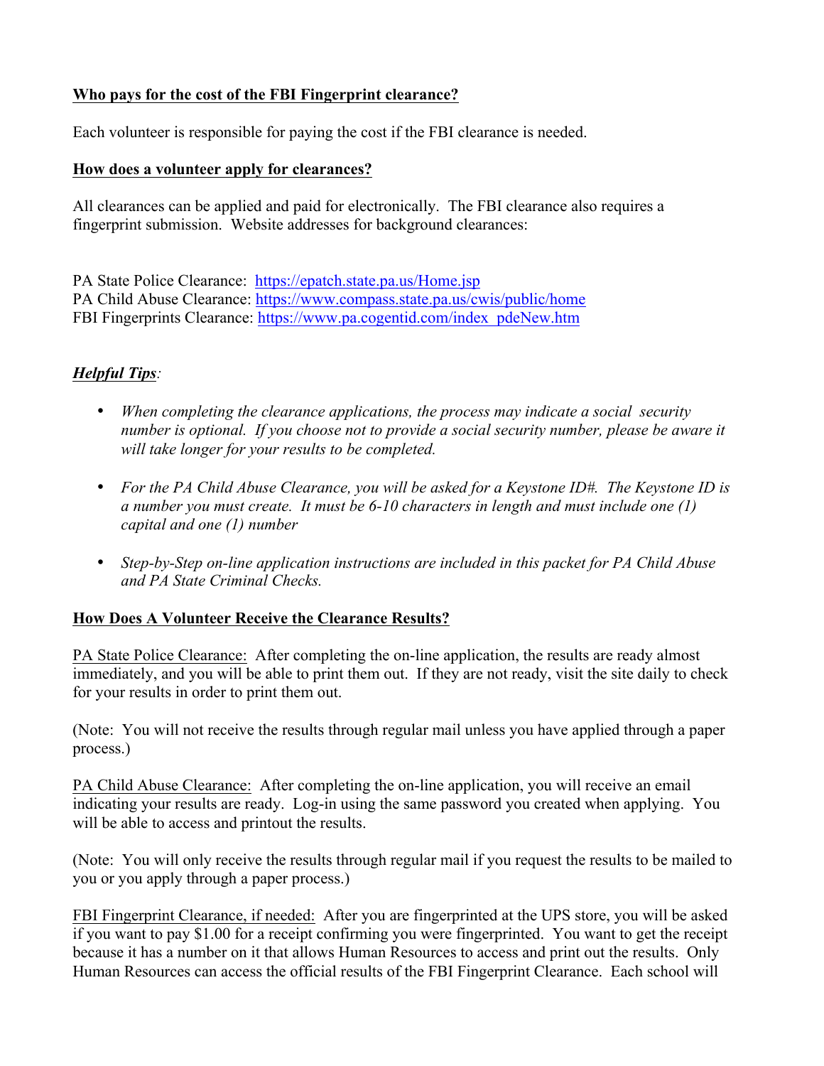**Who pays for the cost of the FBI Fingerprint clearance?**

Each volunteer is responsible for paying the cost if the FBI clearance is needed.

**How does a volunteer apply for clearances?**

All clearances can be applied and paid for electronically. The FBI clearance also requires a fingerprint submission. Website addresses for background clearances:

PA State Police Clearance: https://epatch.state.pa.us/Home.jsp
PA Child Abuse Clearance: https://www.compass.state.pa.us/cwis/public/home
FBI Fingerprints Clearance: https://www.pa.cogentid.com/index_pdeNew.htm

***Helpful Tips***:

- *When completing the clearance applications, the process may indicate a social security number is optional. If you choose not to provide a social security number, please be aware it will take longer for your results to be completed.*

- *For the PA Child Abuse Clearance, you will be asked for a Keystone ID#. The Keystone ID is a number you must create. It must be 6-10 characters in length and must include one (1) capital and one (1) number*

- *Step-by-Step on-line application instructions are included in this packet for PA Child Abuse and PA State Criminal Checks.*

**How Does A Volunteer Receive the Clearance Results?**

PA State Police Clearance: After completing the on-line application, the results are ready almost immediately, and you will be able to print them out. If they are not ready, visit the site daily to check for your results in order to print them out.

(Note: You will not receive the results through regular mail unless you have applied through a paper process.)

PA Child Abuse Clearance: After completing the on-line application, you will receive an email indicating your results are ready. Log-in using the same password you created when applying. You will be able to access and printout the results.

(Note: You will only receive the results through regular mail if you request the results to be mailed to you or you apply through a paper process.)

FBI Fingerprint Clearance, if needed: After you are fingerprinted at the UPS store, you will be asked if you want to pay $1.00 for a receipt confirming you were fingerprinted. You want to get the receipt because it has a number on it that allows Human Resources to access and print out the results. Only Human Resources can access the official results of the FBI Fingerprint Clearance. Each school will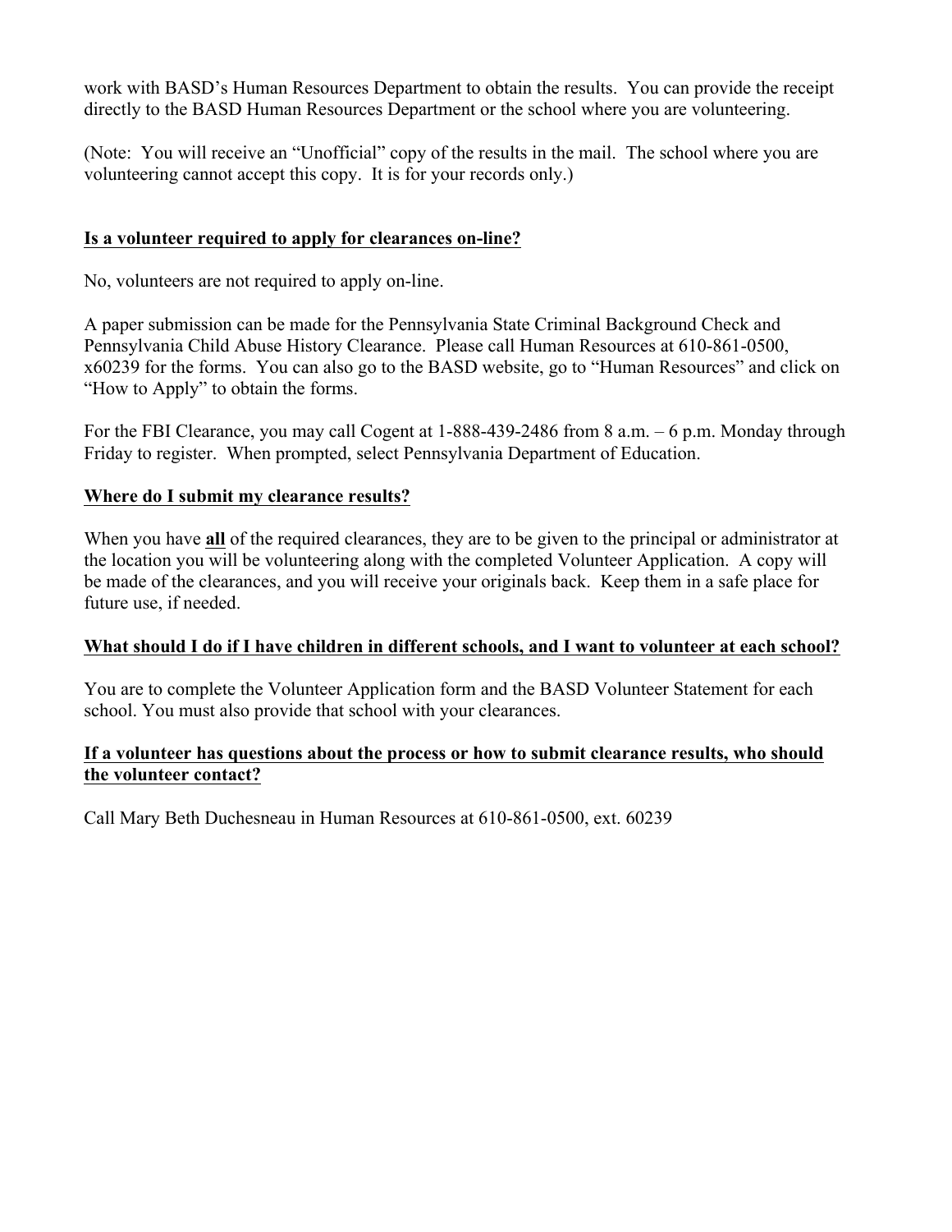work with BASD's Human Resources Department to obtain the results. You can provide the receipt directly to the BASD Human Resources Department or the school where you are volunteering.

(Note: You will receive an "Unofficial" copy of the results in the mail. The school where you are volunteering cannot accept this copy. It is for your records only.)

**Is a volunteer required to apply for clearances on-line?**

No, volunteers are not required to apply on-line.

A paper submission can be made for the Pennsylvania State Criminal Background Check and Pennsylvania Child Abuse History Clearance. Please call Human Resources at 610-861-0500, x60239 for the forms. You can also go to the BASD website, go to "Human Resources" and click on "How to Apply" to obtain the forms.

For the FBI Clearance, you may call Cogent at 1-888-439-2486 from 8 a.m. – 6 p.m. Monday through Friday to register. When prompted, select Pennsylvania Department of Education.

**Where do I submit my clearance results?**

When you have **all** of the required clearances, they are to be given to the principal or administrator at the location you will be volunteering along with the completed Volunteer Application. A copy will be made of the clearances, and you will receive your originals back. Keep them in a safe place for future use, if needed.

**What should I do if I have children in different schools, and I want to volunteer at each school?**

You are to complete the Volunteer Application form and the BASD Volunteer Statement for each school. You must also provide that school with your clearances.

**If a volunteer has questions about the process or how to submit clearance results, who should the volunteer contact?**

Call Mary Beth Duchesneau in Human Resources at 610-861-0500, ext. 60239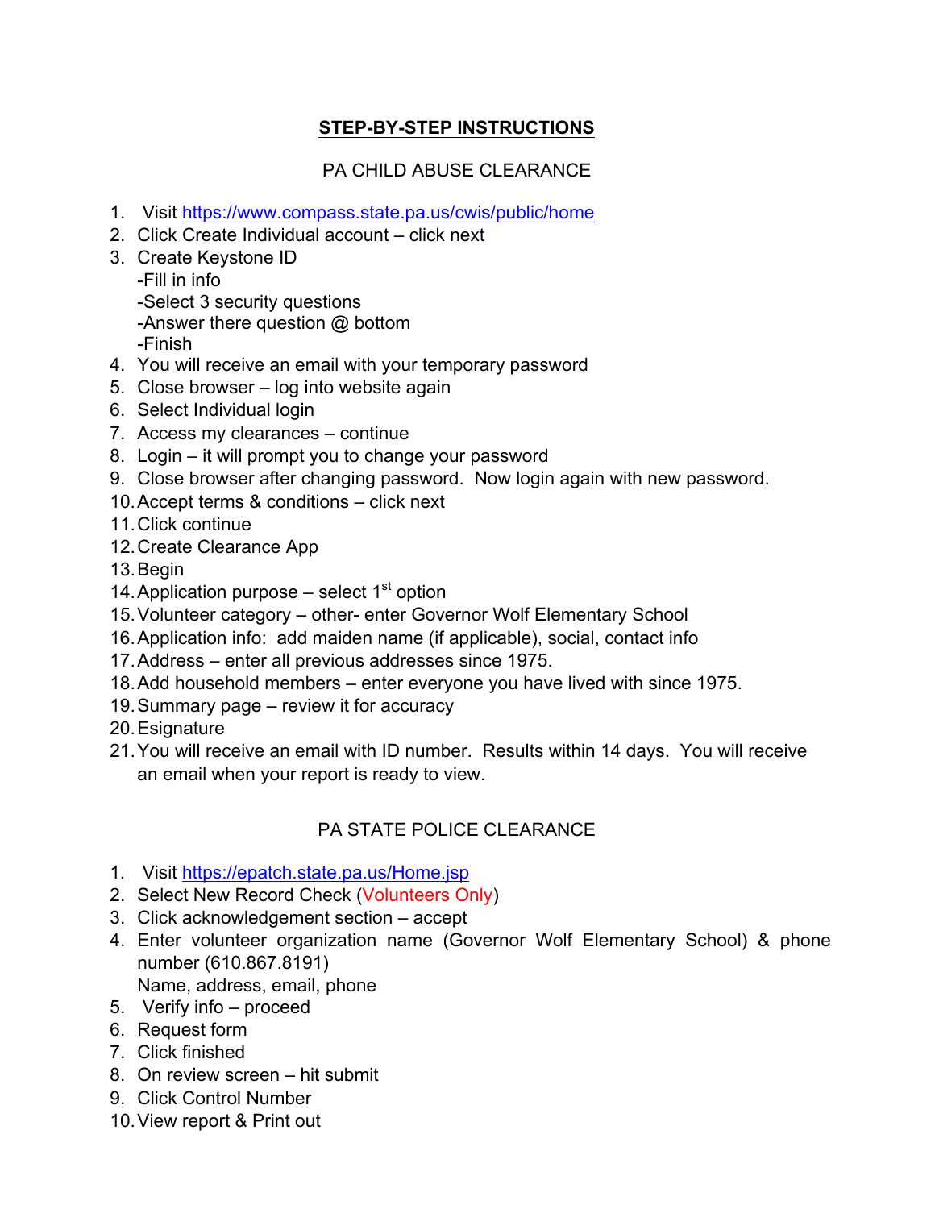# STEP-BY-STEP INSTRUCTIONS

## PA CHILD ABUSE CLEARANCE

1. Visit https://www.compass.state.pa.us/cwis/public/home
2. Click Create Individual account – click next
3. Create Keystone ID
   -Fill in info
   -Select 3 security questions
   -Answer there question @ bottom
   -Finish
4. You will receive an email with your temporary password
5. Close browser – log into website again
6. Select Individual login
7. Access my clearances – continue
8. Login – it will prompt you to change your password
9. Close browser after changing password. Now login again with new password.
10. Accept terms & conditions – click next
11. Click continue
12. Create Clearance App
13. Begin
14. Application purpose – select 1st option
15. Volunteer category – other- enter Governor Wolf Elementary School
16. Application info: add maiden name (if applicable), social, contact info
17. Address – enter all previous addresses since 1975.
18. Add household members – enter everyone you have lived with since 1975.
19. Summary page – review it for accuracy
20. Esignature
21. You will receive an email with ID number. Results within 14 days. You will receive an email when your report is ready to view.

## PA STATE POLICE CLEARANCE

1. Visit https://epatch.state.pa.us/Home.jsp
2. Select New Record Check (Volunteers Only)
3. Click acknowledgement section – accept
4. Enter volunteer organization name (Governor Wolf Elementary School) & phone number (610.867.8191)
   Name, address, email, phone
5. Verify info – proceed
6. Request form
7. Click finished
8. On review screen – hit submit
9. Click Control Number
10. View report & Print out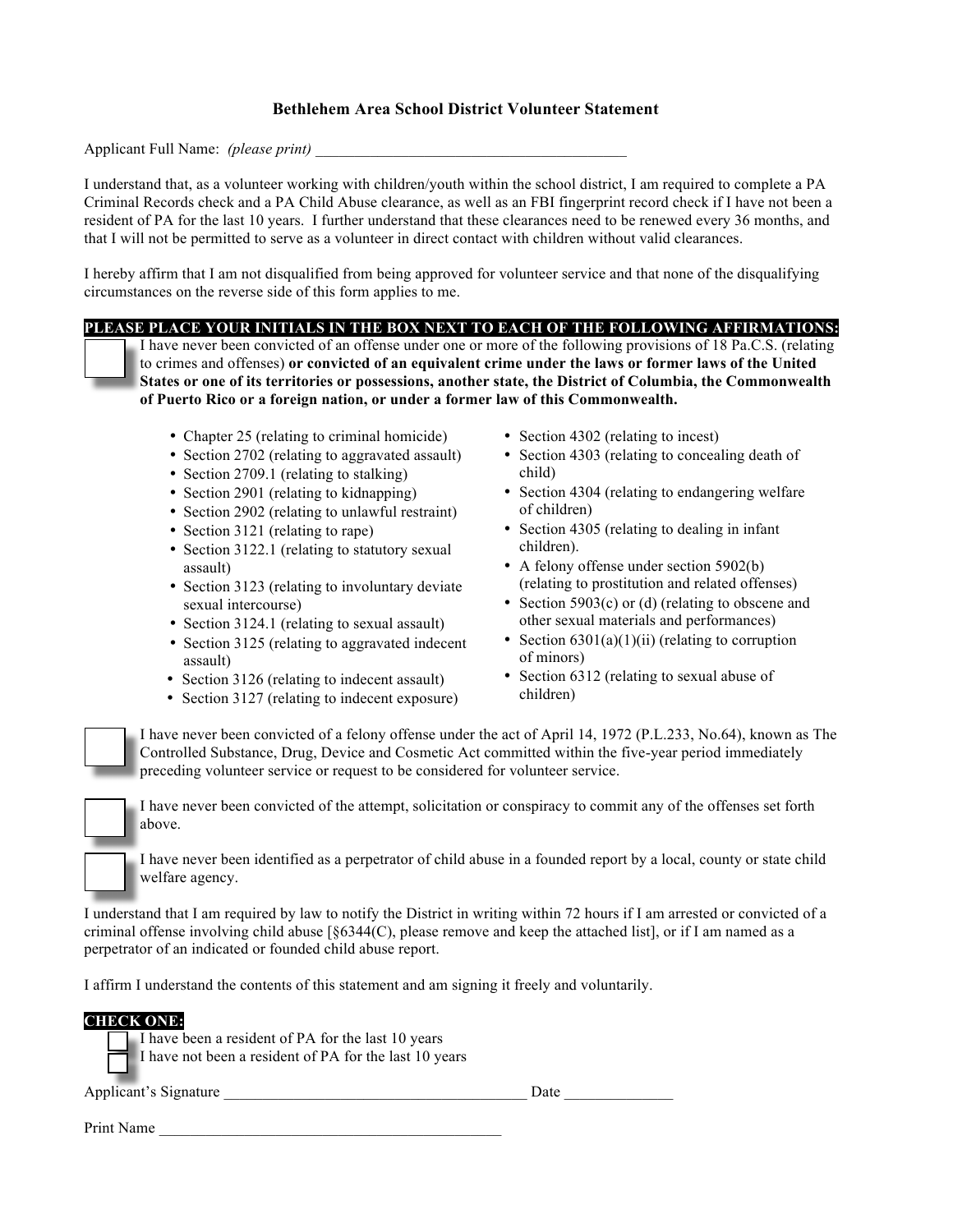## Bethlehem Area School District Volunteer Statement

Applicant Full Name: *(please print)* ________________________________________

I understand that, as a volunteer working with children/youth within the school district, I am required to complete a PA Criminal Records check and a PA Child Abuse clearance, as well as an FBI fingerprint record check if I have not been a resident of PA for the last 10 years. I further understand that these clearances need to be renewed every 36 months, and that I will not be permitted to serve as a volunteer in direct contact with children without valid clearances.

I hereby affirm that I am not disqualified from being approved for volunteer service and that none of the disqualifying circumstances on the reverse side of this form applies to me.

**PLEASE PLACE YOUR INITIALS IN THE BOX NEXT TO EACH OF THE FOLLOWING AFFIRMATIONS:**

☐ I have never been convicted of an offense under one or more of the following provisions of 18 Pa.C.S. (relating to crimes and offenses) **or convicted of an equivalent crime under the laws or former laws of the United States or one of its territories or possessions, another state, the District of Columbia, the Commonwealth of Puerto Rico or a foreign nation, or under a former law of this Commonwealth.**

- Chapter 25 (relating to criminal homicide)
- Section 2702 (relating to aggravated assault)
- Section 2709.1 (relating to stalking)
- Section 2901 (relating to kidnapping)
- Section 2902 (relating to unlawful restraint)
- Section 3121 (relating to rape)
- Section 3122.1 (relating to statutory sexual assault)
- Section 3123 (relating to involuntary deviate sexual intercourse)
- Section 3124.1 (relating to sexual assault)
- Section 3125 (relating to aggravated indecent assault)
- Section 3126 (relating to indecent assault)
- Section 3127 (relating to indecent exposure)
- Section 4302 (relating to incest)
- Section 4303 (relating to concealing death of child)
- Section 4304 (relating to endangering welfare of children)
- Section 4305 (relating to dealing in infant children).
- A felony offense under section 5902(b) (relating to prostitution and related offenses)
- Section 5903(c) or (d) (relating to obscene and other sexual materials and performances)
- Section 6301(a)(1)(ii) (relating to corruption of minors)
- Section 6312 (relating to sexual abuse of children)

☐ I have never been convicted of a felony offense under the act of April 14, 1972 (P.L.233, No.64), known as The Controlled Substance, Drug, Device and Cosmetic Act committed within the five-year period immediately preceding volunteer service or request to be considered for volunteer service.

☐ I have never been convicted of the attempt, solicitation or conspiracy to commit any of the offenses set forth above.

☐ I have never been identified as a perpetrator of child abuse in a founded report by a local, county or state child welfare agency.

I understand that I am required by law to notify the District in writing within 72 hours if I am arrested or convicted of a criminal offense involving child abuse [§6344(C), please remove and keep the attached list], or if I am named as a perpetrator of an indicated or founded child abuse report.

I affirm I understand the contents of this statement and am signing it freely and voluntarily.

**CHECK ONE:**

☐ I have been a resident of PA for the last 10 years
☐ I have not been a resident of PA for the last 10 years

Applicant's Signature ______________________________________ Date ______________

Print Name ____________________________________________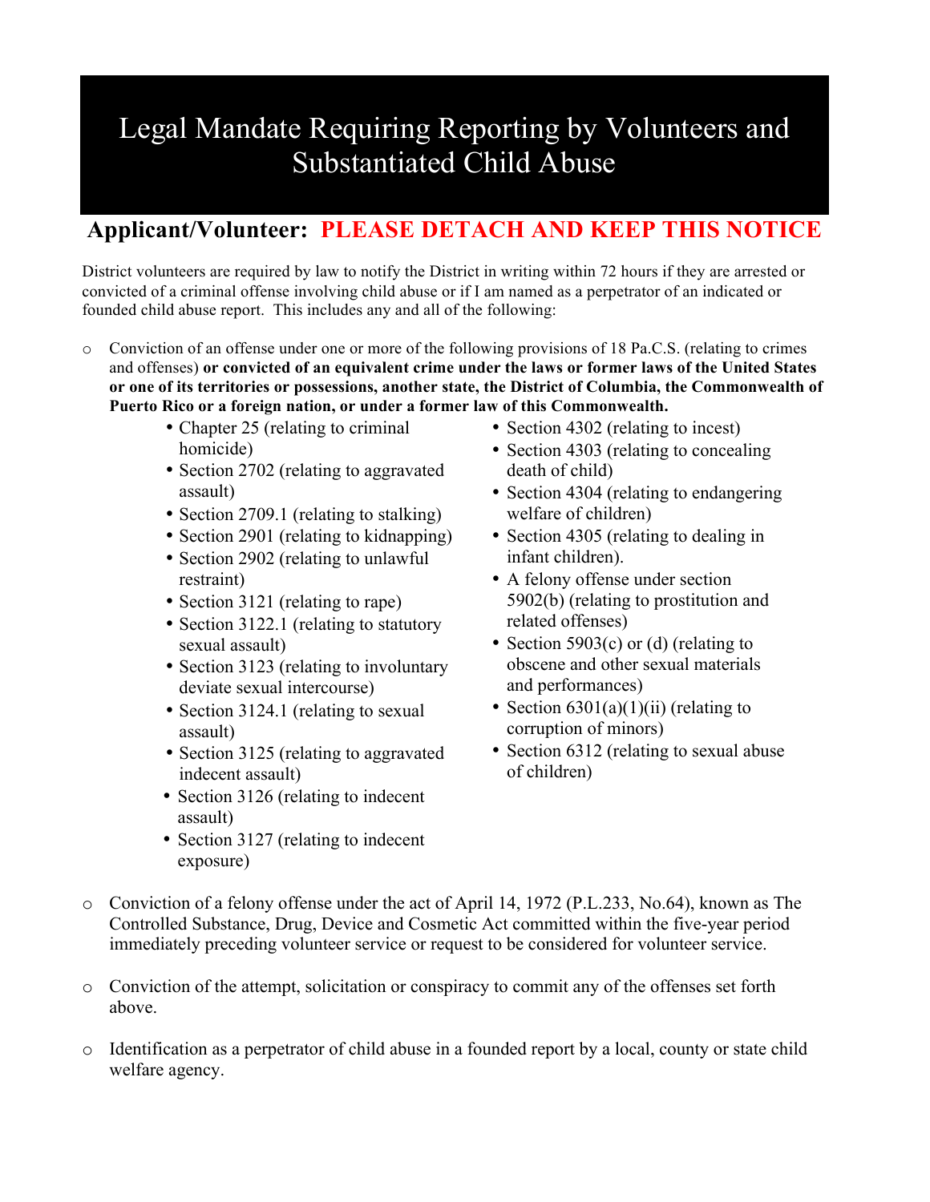# Legal Mandate Requiring Reporting by Volunteers and Substantiated Child Abuse

## Applicant/Volunteer: PLEASE DETACH AND KEEP THIS NOTICE

District volunteers are required by law to notify the District in writing within 72 hours if they are arrested or convicted of a criminal offense involving child abuse or if I am named as a perpetrator of an indicated or founded child abuse report. This includes any and all of the following:

- Conviction of an offense under one or more of the following provisions of 18 Pa.C.S. (relating to crimes and offenses) **or convicted of an equivalent crime under the laws or former laws of the United States or one of its territories or possessions, another state, the District of Columbia, the Commonwealth of Puerto Rico or a foreign nation, or under a former law of this Commonwealth.**
  - Chapter 25 (relating to criminal homicide)
  - Section 2702 (relating to aggravated assault)
  - Section 2709.1 (relating to stalking)
  - Section 2901 (relating to kidnapping)
  - Section 2902 (relating to unlawful restraint)
  - Section 3121 (relating to rape)
  - Section 3122.1 (relating to statutory sexual assault)
  - Section 3123 (relating to involuntary deviate sexual intercourse)
  - Section 3124.1 (relating to sexual assault)
  - Section 3125 (relating to aggravated indecent assault)
  - Section 3126 (relating to indecent assault)
  - Section 3127 (relating to indecent exposure)
  - Section 4302 (relating to incest)
  - Section 4303 (relating to concealing death of child)
  - Section 4304 (relating to endangering welfare of children)
  - Section 4305 (relating to dealing in infant children).
  - A felony offense under section 5902(b) (relating to prostitution and related offenses)
  - Section 5903(c) or (d) (relating to obscene and other sexual materials and performances)
  - Section 6301(a)(1)(ii) (relating to corruption of minors)
  - Section 6312 (relating to sexual abuse of children)

- Conviction of a felony offense under the act of April 14, 1972 (P.L.233, No.64), known as The Controlled Substance, Drug, Device and Cosmetic Act committed within the five-year period immediately preceding volunteer service or request to be considered for volunteer service.

- Conviction of the attempt, solicitation or conspiracy to commit any of the offenses set forth above.

- Identification as a perpetrator of child abuse in a founded report by a local, county or state child welfare agency.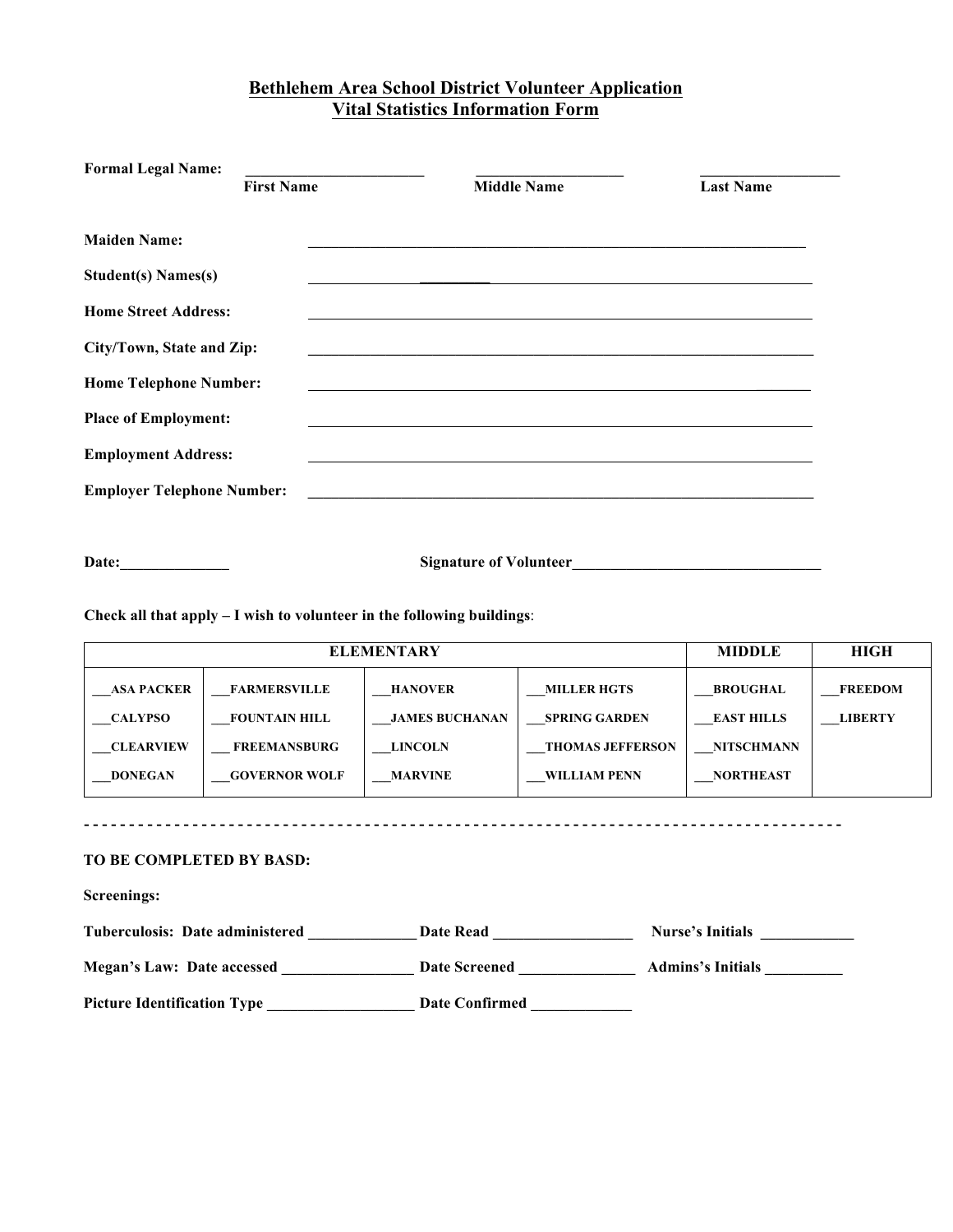## Bethlehem Area School District Volunteer Application
## Vital Statistics Information Form

**Formal Legal Name:** ______________________ ____________________ __________________

**First Name** **Middle Name** **Last Name**

**Maiden Name:** ________________________________________________________________

**Student(s) Names(s)** ________________________________________________________________

**Home Street Address:** ________________________________________________________________

**City/Town, State and Zip:** ________________________________________________________________

**Home Telephone Number:** ________________________________________________________________

**Place of Employment:** ________________________________________________________________

**Employment Address:** ________________________________________________________________

**Employer Telephone Number:** ________________________________________________________________

**Date:**______________ **Signature of Volunteer**________________________________

**Check all that apply – I wish to volunteer in the following buildings**:

| ELEMENTARY | | | | MIDDLE | HIGH |
|---|---|---|---|---|---|
| ___ASA PACKER | ___FARMERSVILLE | ___HANOVER | ___MILLER HGTS | ___BROUGHAL | ___FREEDOM |
| ___CALYPSO | ___FOUNTAIN HILL | ___JAMES BUCHANAN | ___SPRING GARDEN | ___EAST HILLS | ___LIBERTY |
| ___CLEARVIEW | ___ FREEMANSBURG | ___LINCOLN | ___THOMAS JEFFERSON | ___NITSCHMANN | |
| ___DONEGAN | ___GOVERNOR WOLF | ___MARVINE | ___WILLIAM PENN | ___NORTHEAST | |

- - - - - - - - - - - - - - - - - - - - - - - - - - - - - - - - - - - - - - - - - - - - - - - - - - - - - - - - - - - - - - - - - - - - - - - - - - - - - - -

**TO BE COMPLETED BY BASD:**

**Screenings:**

**Tuberculosis: Date administered** ______________ **Date Read** __________________ **Nurse's Initials** ____________

**Megan's Law: Date accessed** _________________ **Date Screened** _______________ **Admins's Initials** __________

**Picture Identification Type** ___________________ **Date Confirmed** _____________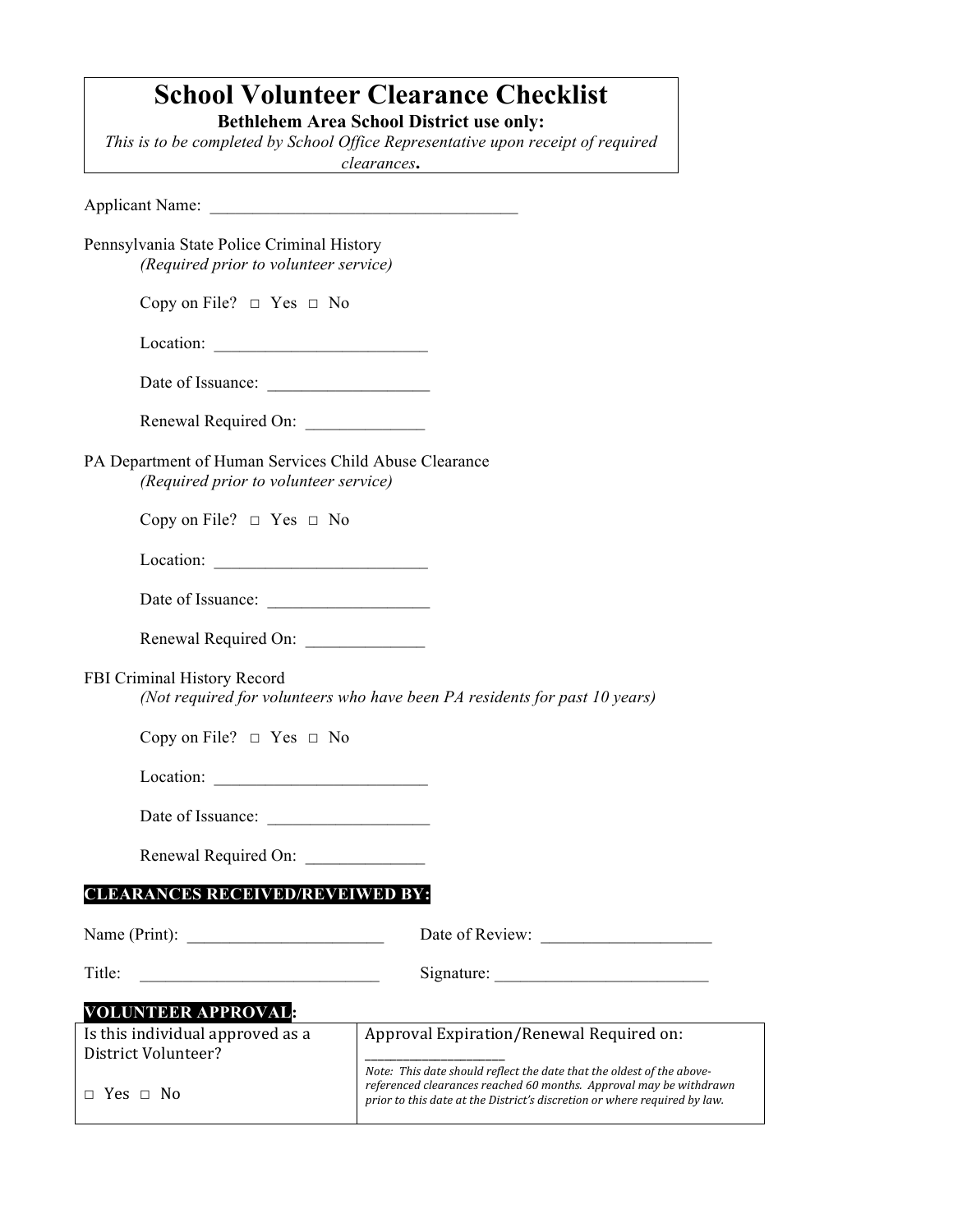# School Volunteer Clearance Checklist

**Bethlehem Area School District use only:**

*This is to be completed by School Office Representative upon receipt of required clearances***.**

Applicant Name: ____________________________________

Pennsylvania State Police Criminal History
*(Required prior to volunteer service)*

Copy on File? □ Yes □ No

Location: ________________________

Date of Issuance: __________________

Renewal Required On: _____________

PA Department of Human Services Child Abuse Clearance
*(Required prior to volunteer service)*

Copy on File? □ Yes □ No

Location: ________________________

Date of Issuance: __________________

Renewal Required On: _____________

FBI Criminal History Record
*(Not required for volunteers who have been PA residents for past 10 years)*

Copy on File? □ Yes □ No

Location: ________________________

Date of Issuance: __________________

Renewal Required On: _____________

**CLEARANCES RECEIVED/REVEIWED BY:**

Name (Print): _______________________ Date of Review: ___________________

Title: ____________________________ Signature: _________________________

**VOLUNTEER APPROVAL:**

| | |
|---|---|
| Is this individual approved as a District Volunteer?<br><br>□ Yes □ No | Approval Expiration/Renewal Required on: _________________<br>*Note: This date should reflect the date that the oldest of the above-referenced clearances reached 60 months. Approval may be withdrawn prior to this date at the District's discretion or where required by law.* |